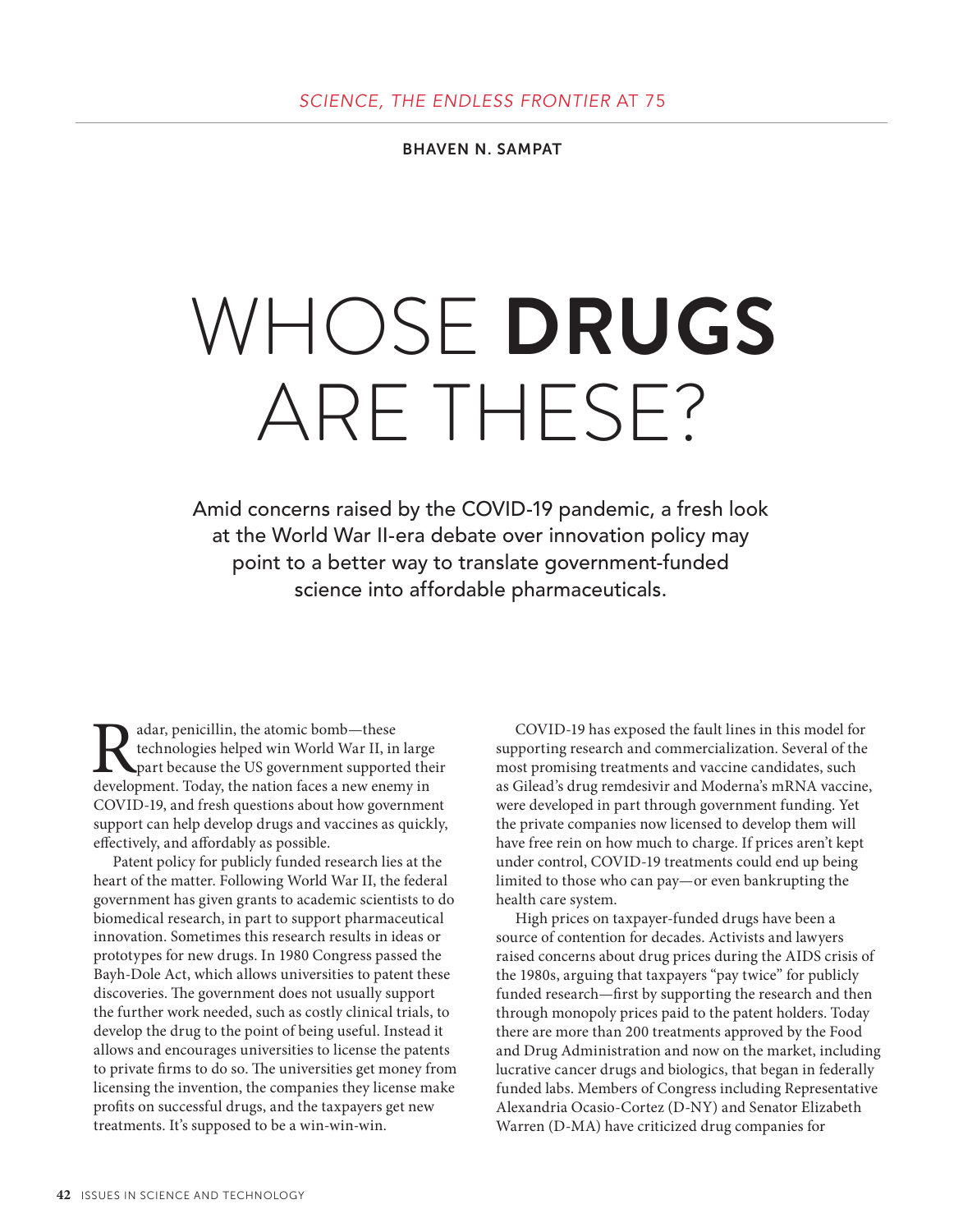*SCIENCE, THE ENDLESS FRONTIER* AT 75

**BHAVEN N. SAMPAT**

# WHOSE **DRUGS** ARE THESE?

Amid concerns raised by the COVID-19 pandemic, a fresh look at the World War II-era debate over innovation policy may point to a better way to translate government-funded science into affordable pharmaceuticals.

Radar, penicillin, the atomic bomb—these technologies helped win World War II, in large part because the US government supported their development. Today, the nation faces a new enemy in COVID-19, and fresh questions about how government support can help develop drugs and vaccines as quickly, effectively, and affordably as possible.

Patent policy for publicly funded research lies at the heart of the matter. Following World War II, the federal government has given grants to academic scientists to do biomedical research, in part to support pharmaceutical innovation. Sometimes this research results in ideas or prototypes for new drugs. In 1980 Congress passed the Bayh-Dole Act, which allows universities to patent these discoveries. The government does not usually support the further work needed, such as costly clinical trials, to develop the drug to the point of being useful. Instead it allows and encourages universities to license the patents to private firms to do so. The universities get money from licensing the invention, the companies they license make profits on successful drugs, and the taxpayers get new treatments. It's supposed to be a win-win-win.

COVID-19 has exposed the fault lines in this model for supporting research and commercialization. Several of the most promising treatments and vaccine candidates, such as Gilead's drug remdesivir and Moderna's mRNA vaccine, were developed in part through government funding. Yet the private companies now licensed to develop them will have free rein on how much to charge. If prices aren't kept under control, COVID-19 treatments could end up being limited to those who can pay—or even bankrupting the health care system.

High prices on taxpayer-funded drugs have been a source of contention for decades. Activists and lawyers raised concerns about drug prices during the AIDS crisis of the 1980s, arguing that taxpayers "pay twice" for publicly funded research—first by supporting the research and then through monopoly prices paid to the patent holders. Today there are more than 200 treatments approved by the Food and Drug Administration and now on the market, including lucrative cancer drugs and biologics, that began in federally funded labs. Members of Congress including Representative Alexandria Ocasio-Cortez (D-NY) and Senator Elizabeth Warren (D-MA) have criticized drug companies for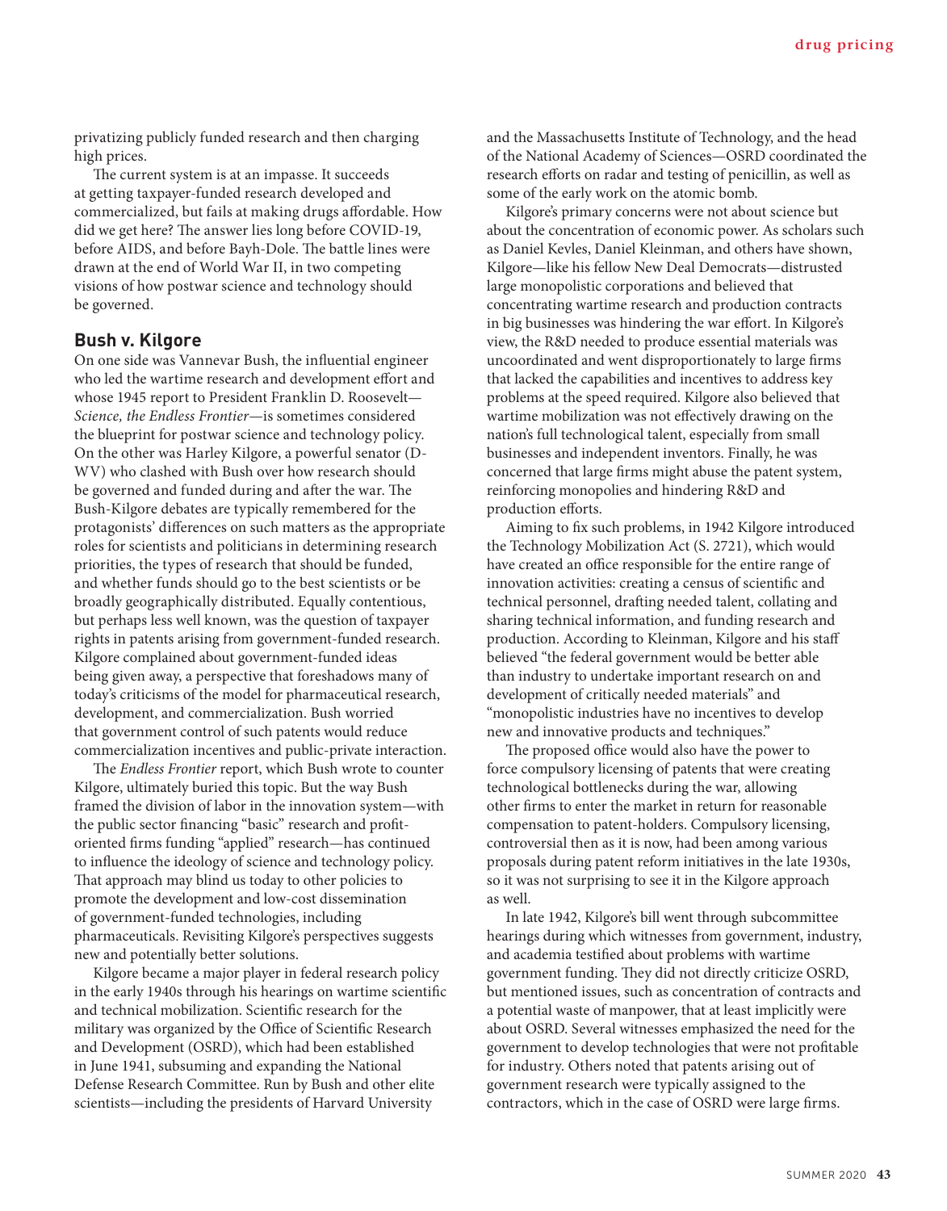privatizing publicly funded research and then charging high prices.

The current system is at an impasse. It succeeds at getting taxpayer-funded research developed and commercialized, but fails at making drugs affordable. How did we get here? The answer lies long before COVID-19, before AIDS, and before Bayh-Dole. The battle lines were drawn at the end of World War II, in two competing visions of how postwar science and technology should be governed.

## Bush v. Kilgore

On one side was Vannevar Bush, the influential engineer who led the wartime research and development effort and whose 1945 report to President Franklin D. Roosevelt—*Science, the Endless Frontier*—is sometimes considered the blueprint for postwar science and technology policy. On the other was Harley Kilgore, a powerful senator (D-WV) who clashed with Bush over how research should be governed and funded during and after the war. The Bush-Kilgore debates are typically remembered for the protagonists' differences on such matters as the appropriate roles for scientists and politicians in determining research priorities, the types of research that should be funded, and whether funds should go to the best scientists or be broadly geographically distributed. Equally contentious, but perhaps less well known, was the question of taxpayer rights in patents arising from government-funded research. Kilgore complained about government-funded ideas being given away, a perspective that foreshadows many of today's criticisms of the model for pharmaceutical research, development, and commercialization. Bush worried that government control of such patents would reduce commercialization incentives and public-private interaction.

The *Endless Frontier* report, which Bush wrote to counter Kilgore, ultimately buried this topic. But the way Bush framed the division of labor in the innovation system—with the public sector financing "basic" research and profit-oriented firms funding "applied" research—has continued to influence the ideology of science and technology policy. That approach may blind us today to other policies to promote the development and low-cost dissemination of government-funded technologies, including pharmaceuticals. Revisiting Kilgore's perspectives suggests new and potentially better solutions.

Kilgore became a major player in federal research policy in the early 1940s through his hearings on wartime scientific and technical mobilization. Scientific research for the military was organized by the Office of Scientific Research and Development (OSRD), which had been established in June 1941, subsuming and expanding the National Defense Research Committee. Run by Bush and other elite scientists—including the presidents of Harvard University and the Massachusetts Institute of Technology, and the head of the National Academy of Sciences—OSRD coordinated the research efforts on radar and testing of penicillin, as well as some of the early work on the atomic bomb.

Kilgore's primary concerns were not about science but about the concentration of economic power. As scholars such as Daniel Kevles, Daniel Kleinman, and others have shown, Kilgore—like his fellow New Deal Democrats—distrusted large monopolistic corporations and believed that concentrating wartime research and production contracts in big businesses was hindering the war effort. In Kilgore's view, the R&D needed to produce essential materials was uncoordinated and went disproportionately to large firms that lacked the capabilities and incentives to address key problems at the speed required. Kilgore also believed that wartime mobilization was not effectively drawing on the nation's full technological talent, especially from small businesses and independent inventors. Finally, he was concerned that large firms might abuse the patent system, reinforcing monopolies and hindering R&D and production efforts.

Aiming to fix such problems, in 1942 Kilgore introduced the Technology Mobilization Act (S. 2721), which would have created an office responsible for the entire range of innovation activities: creating a census of scientific and technical personnel, drafting needed talent, collating and sharing technical information, and funding research and production. According to Kleinman, Kilgore and his staff believed "the federal government would be better able than industry to undertake important research on and development of critically needed materials" and "monopolistic industries have no incentives to develop new and innovative products and techniques."

The proposed office would also have the power to force compulsory licensing of patents that were creating technological bottlenecks during the war, allowing other firms to enter the market in return for reasonable compensation to patent-holders. Compulsory licensing, controversial then as it is now, had been among various proposals during patent reform initiatives in the late 1930s, so it was not surprising to see it in the Kilgore approach as well.

In late 1942, Kilgore's bill went through subcommittee hearings during which witnesses from government, industry, and academia testified about problems with wartime government funding. They did not directly criticize OSRD, but mentioned issues, such as concentration of contracts and a potential waste of manpower, that at least implicitly were about OSRD. Several witnesses emphasized the need for the government to develop technologies that were not profitable for industry. Others noted that patents arising out of government research were typically assigned to the contractors, which in the case of OSRD were large firms.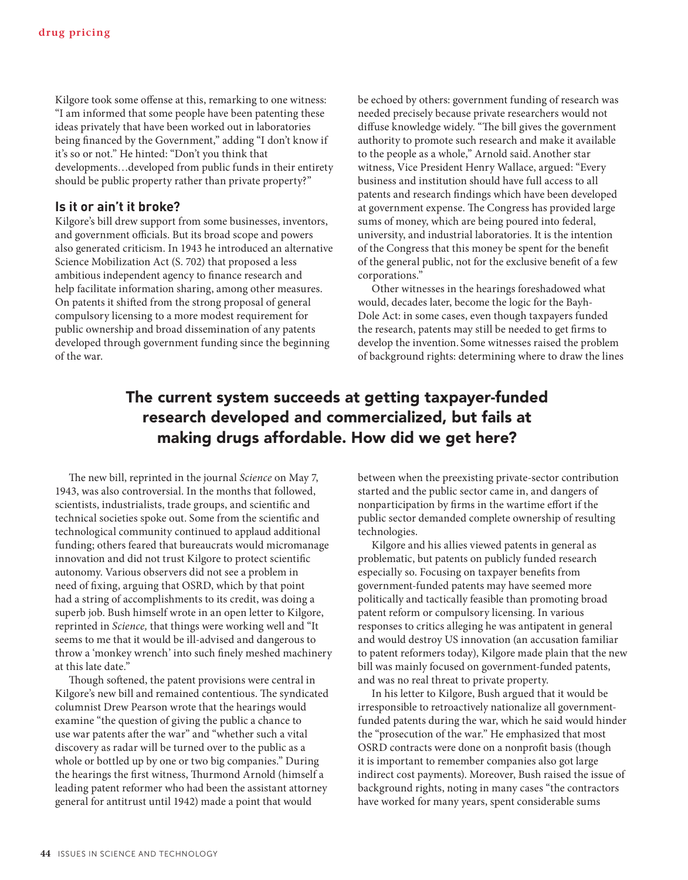Kilgore took some offense at this, remarking to one witness: "I am informed that some people have been patenting these ideas privately that have been worked out in laboratories being financed by the Government," adding "I don't know if it's so or not." He hinted: "Don't you think that developments…developed from public funds in their entirety should be public property rather than private property?"

## Is it or ain't it broke?

Kilgore's bill drew support from some businesses, inventors, and government officials. But its broad scope and powers also generated criticism. In 1943 he introduced an alternative Science Mobilization Act (S. 702) that proposed a less ambitious independent agency to finance research and help facilitate information sharing, among other measures. On patents it shifted from the strong proposal of general compulsory licensing to a more modest requirement for public ownership and broad dissemination of any patents developed through government funding since the beginning of the war.

be echoed by others: government funding of research was needed precisely because private researchers would not diffuse knowledge widely. "The bill gives the government authority to promote such research and make it available to the people as a whole," Arnold said. Another star witness, Vice President Henry Wallace, argued: "Every business and institution should have full access to all patents and research findings which have been developed at government expense. The Congress has provided large sums of money, which are being poured into federal, university, and industrial laboratories. It is the intention of the Congress that this money be spent for the benefit of the general public, not for the exclusive benefit of a few corporations."

Other witnesses in the hearings foreshadowed what would, decades later, become the logic for the Bayh-Dole Act: in some cases, even though taxpayers funded the research, patents may still be needed to get firms to develop the invention. Some witnesses raised the problem of background rights: determining where to draw the lines between when the preexisting private-sector contribution started and the public sector came in, and dangers of nonparticipation by firms in the wartime effort if the public sector demanded complete ownership of resulting technologies.

**The current system succeeds at getting taxpayer-funded research developed and commercialized, but fails at making drugs affordable. How did we get here?**

The new bill, reprinted in the journal *Science* on May 7, 1943, was also controversial. In the months that followed, scientists, industrialists, trade groups, and scientific and technical societies spoke out. Some from the scientific and technological community continued to applaud additional funding; others feared that bureaucrats would micromanage innovation and did not trust Kilgore to protect scientific autonomy. Various observers did not see a problem in need of fixing, arguing that OSRD, which by that point had a string of accomplishments to its credit, was doing a superb job. Bush himself wrote in an open letter to Kilgore, reprinted in *Science,* that things were working well and "It seems to me that it would be ill-advised and dangerous to throw a 'monkey wrench' into such finely meshed machinery at this late date."

Though softened, the patent provisions were central in Kilgore's new bill and remained contentious. The syndicated columnist Drew Pearson wrote that the hearings would examine "the question of giving the public a chance to use war patents after the war" and "whether such a vital discovery as radar will be turned over to the public as a whole or bottled up by one or two big companies." During the hearings the first witness, Thurmond Arnold (himself a leading patent reformer who had been the assistant attorney general for antitrust until 1942) made a point that would

Kilgore and his allies viewed patents in general as problematic, but patents on publicly funded research especially so. Focusing on taxpayer benefits from government-funded patents may have seemed more politically and tactically feasible than promoting broad patent reform or compulsory licensing. In various responses to critics alleging he was antipatent in general and would destroy US innovation (an accusation familiar to patent reformers today), Kilgore made plain that the new bill was mainly focused on government-funded patents, and was no real threat to private property.

In his letter to Kilgore, Bush argued that it would be irresponsible to retroactively nationalize all government-funded patents during the war, which he said would hinder the "prosecution of the war." He emphasized that most OSRD contracts were done on a nonprofit basis (though it is important to remember companies also got large indirect cost payments). Moreover, Bush raised the issue of background rights, noting in many cases "the contractors have worked for many years, spent considerable sums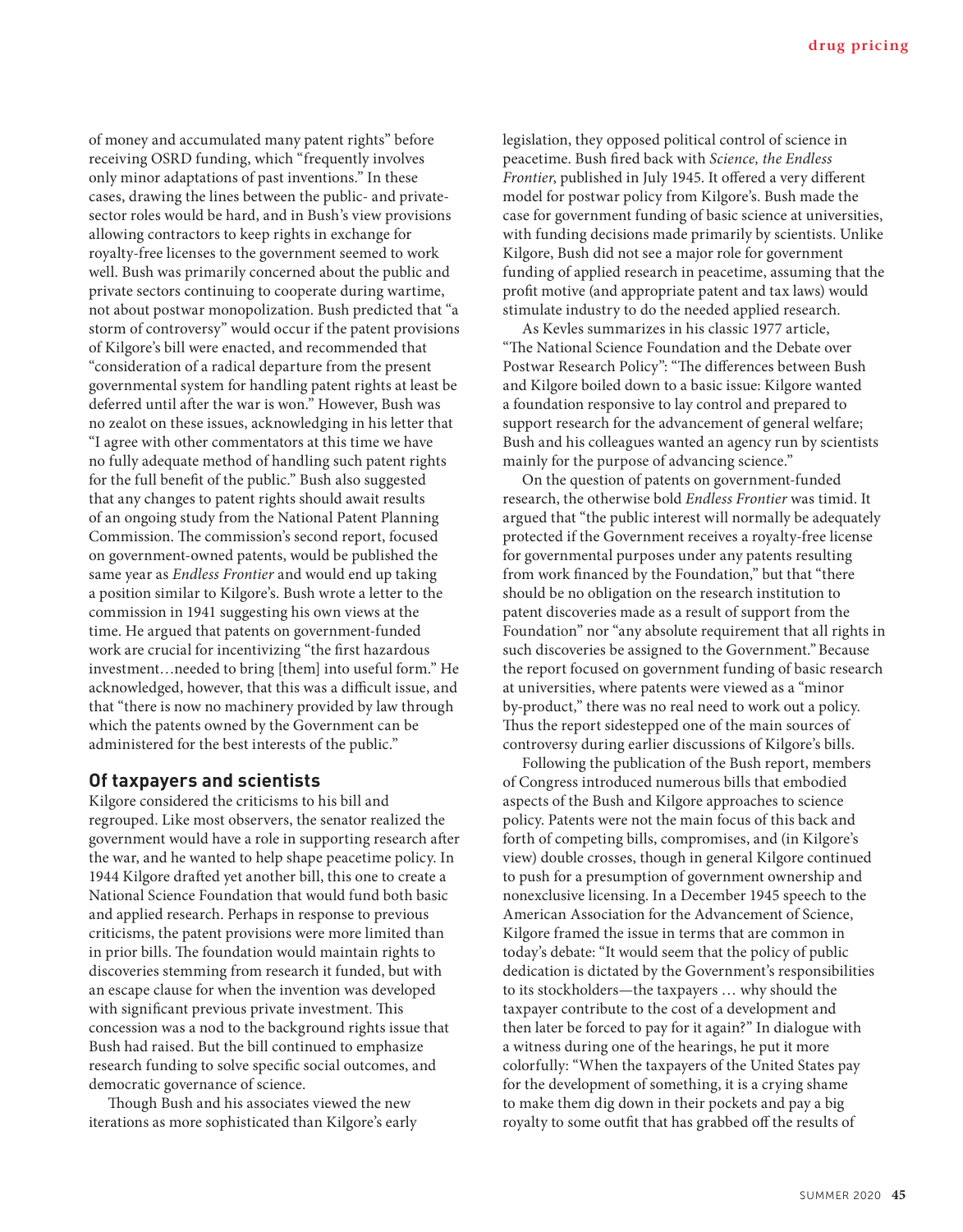of money and accumulated many patent rights" before receiving OSRD funding, which "frequently involves only minor adaptations of past inventions." In these cases, drawing the lines between the public- and private-sector roles would be hard, and in Bush's view provisions allowing contractors to keep rights in exchange for royalty-free licenses to the government seemed to work well. Bush was primarily concerned about the public and private sectors continuing to cooperate during wartime, not about postwar monopolization. Bush predicted that "a storm of controversy" would occur if the patent provisions of Kilgore's bill were enacted, and recommended that "consideration of a radical departure from the present governmental system for handling patent rights at least be deferred until after the war is won." However, Bush was no zealot on these issues, acknowledging in his letter that "I agree with other commentators at this time we have no fully adequate method of handling such patent rights for the full benefit of the public." Bush also suggested that any changes to patent rights should await results of an ongoing study from the National Patent Planning Commission. The commission's second report, focused on government-owned patents, would be published the same year as *Endless Frontier* and would end up taking a position similar to Kilgore's. Bush wrote a letter to the commission in 1941 suggesting his own views at the time. He argued that patents on government-funded work are crucial for incentivizing "the first hazardous investment…needed to bring [them] into useful form." He acknowledged, however, that this was a difficult issue, and that "there is now no machinery provided by law through which the patents owned by the Government can be administered for the best interests of the public."

## Of taxpayers and scientists

Kilgore considered the criticisms to his bill and regrouped. Like most observers, the senator realized the government would have a role in supporting research after the war, and he wanted to help shape peacetime policy. In 1944 Kilgore drafted yet another bill, this one to create a National Science Foundation that would fund both basic and applied research. Perhaps in response to previous criticisms, the patent provisions were more limited than in prior bills. The foundation would maintain rights to discoveries stemming from research it funded, but with an escape clause for when the invention was developed with significant previous private investment. This concession was a nod to the background rights issue that Bush had raised. But the bill continued to emphasize research funding to solve specific social outcomes, and democratic governance of science.

Though Bush and his associates viewed the new iterations as more sophisticated than Kilgore's early legislation, they opposed political control of science in peacetime. Bush fired back with *Science, the Endless Frontier*, published in July 1945. It offered a very different model for postwar policy from Kilgore's. Bush made the case for government funding of basic science at universities, with funding decisions made primarily by scientists. Unlike Kilgore, Bush did not see a major role for government funding of applied research in peacetime, assuming that the profit motive (and appropriate patent and tax laws) would stimulate industry to do the needed applied research.

As Kevles summarizes in his classic 1977 article, "The National Science Foundation and the Debate over Postwar Research Policy": "The differences between Bush and Kilgore boiled down to a basic issue: Kilgore wanted a foundation responsive to lay control and prepared to support research for the advancement of general welfare; Bush and his colleagues wanted an agency run by scientists mainly for the purpose of advancing science."

On the question of patents on government-funded research, the otherwise bold *Endless Frontier* was timid. It argued that "the public interest will normally be adequately protected if the Government receives a royalty-free license for governmental purposes under any patents resulting from work financed by the Foundation," but that "there should be no obligation on the research institution to patent discoveries made as a result of support from the Foundation" nor "any absolute requirement that all rights in such discoveries be assigned to the Government." Because the report focused on government funding of basic research at universities, where patents were viewed as a "minor by-product," there was no real need to work out a policy. Thus the report sidestepped one of the main sources of controversy during earlier discussions of Kilgore's bills.

Following the publication of the Bush report, members of Congress introduced numerous bills that embodied aspects of the Bush and Kilgore approaches to science policy. Patents were not the main focus of this back and forth of competing bills, compromises, and (in Kilgore's view) double crosses, though in general Kilgore continued to push for a presumption of government ownership and nonexclusive licensing. In a December 1945 speech to the American Association for the Advancement of Science, Kilgore framed the issue in terms that are common in today's debate: "It would seem that the policy of public dedication is dictated by the Government's responsibilities to its stockholders—the taxpayers … why should the taxpayer contribute to the cost of a development and then later be forced to pay for it again?" In dialogue with a witness during one of the hearings, he put it more colorfully: "When the taxpayers of the United States pay for the development of something, it is a crying shame to make them dig down in their pockets and pay a big royalty to some outfit that has grabbed off the results of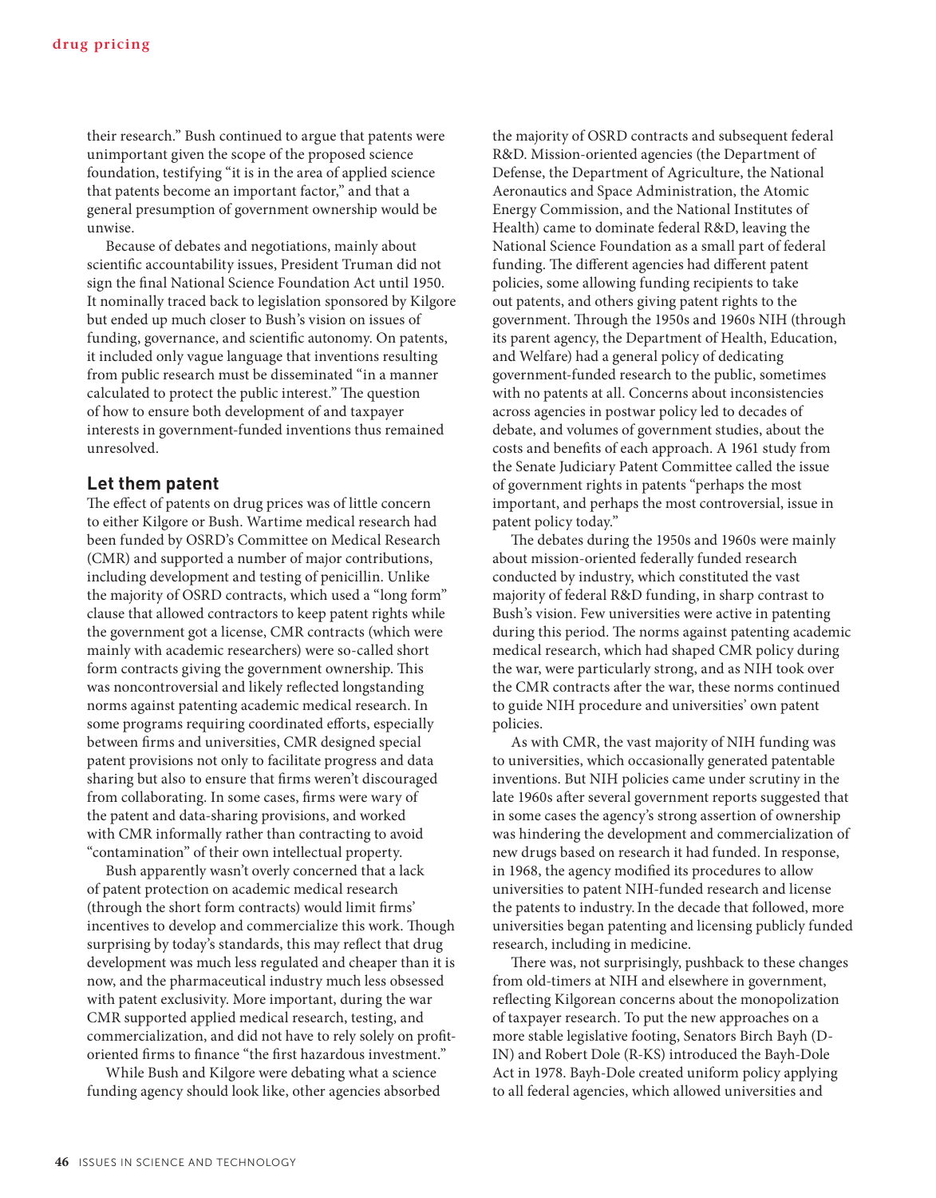their research." Bush continued to argue that patents were unimportant given the scope of the proposed science foundation, testifying "it is in the area of applied science that patents become an important factor," and that a general presumption of government ownership would be unwise.

Because of debates and negotiations, mainly about scientific accountability issues, President Truman did not sign the final National Science Foundation Act until 1950. It nominally traced back to legislation sponsored by Kilgore but ended up much closer to Bush's vision on issues of funding, governance, and scientific autonomy. On patents, it included only vague language that inventions resulting from public research must be disseminated "in a manner calculated to protect the public interest." The question of how to ensure both development of and taxpayer interests in government-funded inventions thus remained unresolved.

## Let them patent

The effect of patents on drug prices was of little concern to either Kilgore or Bush. Wartime medical research had been funded by OSRD's Committee on Medical Research (CMR) and supported a number of major contributions, including development and testing of penicillin. Unlike the majority of OSRD contracts, which used a "long form" clause that allowed contractors to keep patent rights while the government got a license, CMR contracts (which were mainly with academic researchers) were so-called short form contracts giving the government ownership. This was noncontroversial and likely reflected longstanding norms against patenting academic medical research. In some programs requiring coordinated efforts, especially between firms and universities, CMR designed special patent provisions not only to facilitate progress and data sharing but also to ensure that firms weren't discouraged from collaborating. In some cases, firms were wary of the patent and data-sharing provisions, and worked with CMR informally rather than contracting to avoid "contamination" of their own intellectual property.

Bush apparently wasn't overly concerned that a lack of patent protection on academic medical research (through the short form contracts) would limit firms' incentives to develop and commercialize this work. Though surprising by today's standards, this may reflect that drug development was much less regulated and cheaper than it is now, and the pharmaceutical industry much less obsessed with patent exclusivity. More important, during the war CMR supported applied medical research, testing, and commercialization, and did not have to rely solely on profit-oriented firms to finance "the first hazardous investment."

While Bush and Kilgore were debating what a science funding agency should look like, other agencies absorbed the majority of OSRD contracts and subsequent federal R&D. Mission-oriented agencies (the Department of Defense, the Department of Agriculture, the National Aeronautics and Space Administration, the Atomic Energy Commission, and the National Institutes of Health) came to dominate federal R&D, leaving the National Science Foundation as a small part of federal funding. The different agencies had different patent policies, some allowing funding recipients to take out patents, and others giving patent rights to the government. Through the 1950s and 1960s NIH (through its parent agency, the Department of Health, Education, and Welfare) had a general policy of dedicating government-funded research to the public, sometimes with no patents at all. Concerns about inconsistencies across agencies in postwar policy led to decades of debate, and volumes of government studies, about the costs and benefits of each approach. A 1961 study from the Senate Judiciary Patent Committee called the issue of government rights in patents "perhaps the most important, and perhaps the most controversial, issue in patent policy today."

The debates during the 1950s and 1960s were mainly about mission-oriented federally funded research conducted by industry, which constituted the vast majority of federal R&D funding, in sharp contrast to Bush's vision. Few universities were active in patenting during this period. The norms against patenting academic medical research, which had shaped CMR policy during the war, were particularly strong, and as NIH took over the CMR contracts after the war, these norms continued to guide NIH procedure and universities' own patent policies.

As with CMR, the vast majority of NIH funding was to universities, which occasionally generated patentable inventions. But NIH policies came under scrutiny in the late 1960s after several government reports suggested that in some cases the agency's strong assertion of ownership was hindering the development and commercialization of new drugs based on research it had funded. In response, in 1968, the agency modified its procedures to allow universities to patent NIH-funded research and license the patents to industry. In the decade that followed, more universities began patenting and licensing publicly funded research, including in medicine.

There was, not surprisingly, pushback to these changes from old-timers at NIH and elsewhere in government, reflecting Kilgorean concerns about the monopolization of taxpayer research. To put the new approaches on a more stable legislative footing, Senators Birch Bayh (D-IN) and Robert Dole (R-KS) introduced the Bayh-Dole Act in 1978. Bayh-Dole created uniform policy applying to all federal agencies, which allowed universities and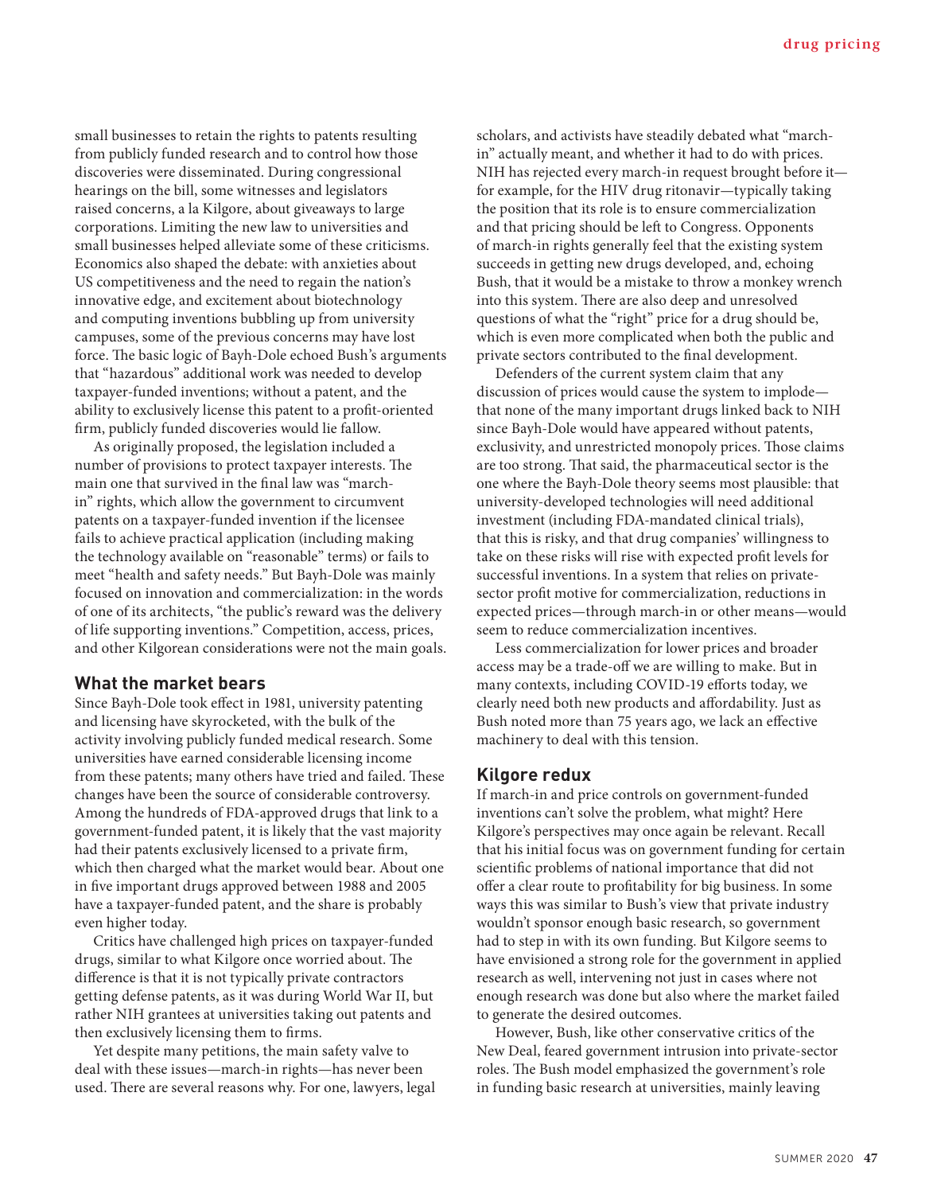small businesses to retain the rights to patents resulting from publicly funded research and to control how those discoveries were disseminated. During congressional hearings on the bill, some witnesses and legislators raised concerns, a la Kilgore, about giveaways to large corporations. Limiting the new law to universities and small businesses helped alleviate some of these criticisms. Economics also shaped the debate: with anxieties about US competitiveness and the need to regain the nation's innovative edge, and excitement about biotechnology and computing inventions bubbling up from university campuses, some of the previous concerns may have lost force. The basic logic of Bayh-Dole echoed Bush's arguments that "hazardous" additional work was needed to develop taxpayer-funded inventions; without a patent, and the ability to exclusively license this patent to a profit-oriented firm, publicly funded discoveries would lie fallow.

As originally proposed, the legislation included a number of provisions to protect taxpayer interests. The main one that survived in the final law was "march-in" rights, which allow the government to circumvent patents on a taxpayer-funded invention if the licensee fails to achieve practical application (including making the technology available on "reasonable" terms) or fails to meet "health and safety needs." But Bayh-Dole was mainly focused on innovation and commercialization: in the words of one of its architects, "the public's reward was the delivery of life supporting inventions." Competition, access, prices, and other Kilgorean considerations were not the main goals.

## What the market bears

Since Bayh-Dole took effect in 1981, university patenting and licensing have skyrocketed, with the bulk of the activity involving publicly funded medical research. Some universities have earned considerable licensing income from these patents; many others have tried and failed. These changes have been the source of considerable controversy. Among the hundreds of FDA-approved drugs that link to a government-funded patent, it is likely that the vast majority had their patents exclusively licensed to a private firm, which then charged what the market would bear. About one in five important drugs approved between 1988 and 2005 have a taxpayer-funded patent, and the share is probably even higher today.

Critics have challenged high prices on taxpayer-funded drugs, similar to what Kilgore once worried about. The difference is that it is not typically private contractors getting defense patents, as it was during World War II, but rather NIH grantees at universities taking out patents and then exclusively licensing them to firms.

Yet despite many petitions, the main safety valve to deal with these issues—march-in rights—has never been used. There are several reasons why. For one, lawyers, legal scholars, and activists have steadily debated what "march-in" actually meant, and whether it had to do with prices. NIH has rejected every march-in request brought before it—for example, for the HIV drug ritonavir—typically taking the position that its role is to ensure commercialization and that pricing should be left to Congress. Opponents of march-in rights generally feel that the existing system succeeds in getting new drugs developed, and, echoing Bush, that it would be a mistake to throw a monkey wrench into this system. There are also deep and unresolved questions of what the "right" price for a drug should be, which is even more complicated when both the public and private sectors contributed to the final development.

Defenders of the current system claim that any discussion of prices would cause the system to implode—that none of the many important drugs linked back to NIH since Bayh-Dole would have appeared without patents, exclusivity, and unrestricted monopoly prices. Those claims are too strong. That said, the pharmaceutical sector is the one where the Bayh-Dole theory seems most plausible: that university-developed technologies will need additional investment (including FDA-mandated clinical trials), that this is risky, and that drug companies' willingness to take on these risks will rise with expected profit levels for successful inventions. In a system that relies on private-sector profit motive for commercialization, reductions in expected prices—through march-in or other means—would seem to reduce commercialization incentives.

Less commercialization for lower prices and broader access may be a trade-off we are willing to make. But in many contexts, including COVID-19 efforts today, we clearly need both new products and affordability. Just as Bush noted more than 75 years ago, we lack an effective machinery to deal with this tension.

## Kilgore redux

If march-in and price controls on government-funded inventions can't solve the problem, what might? Here Kilgore's perspectives may once again be relevant. Recall that his initial focus was on government funding for certain scientific problems of national importance that did not offer a clear route to profitability for big business. In some ways this was similar to Bush's view that private industry wouldn't sponsor enough basic research, so government had to step in with its own funding. But Kilgore seems to have envisioned a strong role for the government in applied research as well, intervening not just in cases where not enough research was done but also where the market failed to generate the desired outcomes.

However, Bush, like other conservative critics of the New Deal, feared government intrusion into private-sector roles. The Bush model emphasized the government's role in funding basic research at universities, mainly leaving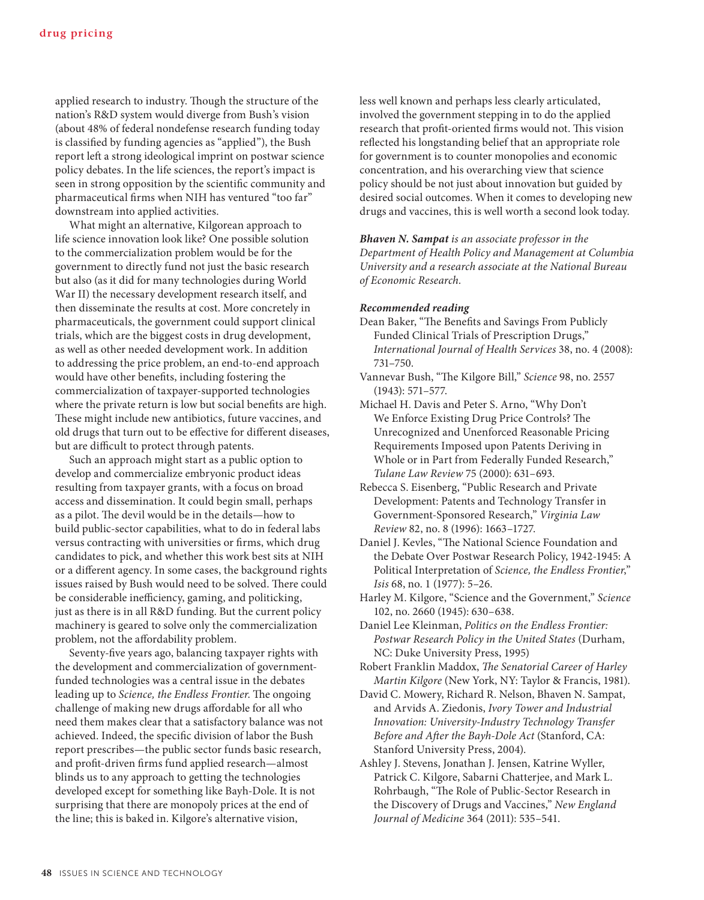applied research to industry. Though the structure of the nation's R&D system would diverge from Bush's vision (about 48% of federal nondefense research funding today is classified by funding agencies as "applied"), the Bush report left a strong ideological imprint on postwar science policy debates. In the life sciences, the report's impact is seen in strong opposition by the scientific community and pharmaceutical firms when NIH has ventured "too far" downstream into applied activities.

What might an alternative, Kilgorean approach to life science innovation look like? One possible solution to the commercialization problem would be for the government to directly fund not just the basic research but also (as it did for many technologies during World War II) the necessary development research itself, and then disseminate the results at cost. More concretely in pharmaceuticals, the government could support clinical trials, which are the biggest costs in drug development, as well as other needed development work. In addition to addressing the price problem, an end-to-end approach would have other benefits, including fostering the commercialization of taxpayer-supported technologies where the private return is low but social benefits are high. These might include new antibiotics, future vaccines, and old drugs that turn out to be effective for different diseases, but are difficult to protect through patents.

Such an approach might start as a public option to develop and commercialize embryonic product ideas resulting from taxpayer grants, with a focus on broad access and dissemination. It could begin small, perhaps as a pilot. The devil would be in the details—how to build public-sector capabilities, what to do in federal labs versus contracting with universities or firms, which drug candidates to pick, and whether this work best sits at NIH or a different agency. In some cases, the background rights issues raised by Bush would need to be solved. There could be considerable inefficiency, gaming, and politicking, just as there is in all R&D funding. But the current policy machinery is geared to solve only the commercialization problem, not the affordability problem.

Seventy-five years ago, balancing taxpayer rights with the development and commercialization of government-funded technologies was a central issue in the debates leading up to *Science, the Endless Frontier*. The ongoing challenge of making new drugs affordable for all who need them makes clear that a satisfactory balance was not achieved. Indeed, the specific division of labor the Bush report prescribes—the public sector funds basic research, and profit-driven firms fund applied research—almost blinds us to any approach to getting the technologies developed except for something like Bayh-Dole. It is not surprising that there are monopoly prices at the end of the line; this is baked in. Kilgore's alternative vision, less well known and perhaps less clearly articulated, involved the government stepping in to do the applied research that profit-oriented firms would not. This vision reflected his longstanding belief that an appropriate role for government is to counter monopolies and economic concentration, and his overarching view that science policy should be not just about innovation but guided by desired social outcomes. When it comes to developing new drugs and vaccines, this is well worth a second look today.

***Bhaven N. Sampat*** *is an associate professor in the Department of Health Policy and Management at Columbia University and a research associate at the National Bureau of Economic Research.*

***Recommended reading***

Dean Baker, "The Benefits and Savings From Publicly Funded Clinical Trials of Prescription Drugs," *International Journal of Health Services* 38, no. 4 (2008): 731–750.

Vannevar Bush, "The Kilgore Bill," *Science* 98, no. 2557 (1943): 571–577.

Michael H. Davis and Peter S. Arno, "Why Don't We Enforce Existing Drug Price Controls? The Unrecognized and Unenforced Reasonable Pricing Requirements Imposed upon Patents Deriving in Whole or in Part from Federally Funded Research," *Tulane Law Review* 75 (2000): 631–693.

Rebecca S. Eisenberg, "Public Research and Private Development: Patents and Technology Transfer in Government-Sponsored Research," *Virginia Law Review* 82, no. 8 (1996): 1663–1727.

Daniel J. Kevles, "The National Science Foundation and the Debate Over Postwar Research Policy, 1942-1945: A Political Interpretation of *Science, the Endless Frontier*," *Isis* 68, no. 1 (1977): 5–26.

Harley M. Kilgore, "Science and the Government," *Science* 102, no. 2660 (1945): 630–638.

Daniel Lee Kleinman, *Politics on the Endless Frontier: Postwar Research Policy in the United States* (Durham, NC: Duke University Press, 1995)

Robert Franklin Maddox, *The Senatorial Career of Harley Martin Kilgore* (New York, NY: Taylor & Francis, 1981).

David C. Mowery, Richard R. Nelson, Bhaven N. Sampat, and Arvids A. Ziedonis, *Ivory Tower and Industrial Innovation: University-Industry Technology Transfer Before and After the Bayh-Dole Act* (Stanford, CA: Stanford University Press, 2004).

Ashley J. Stevens, Jonathan J. Jensen, Katrine Wyller, Patrick C. Kilgore, Sabarni Chatterjee, and Mark L. Rohrbaugh, "The Role of Public-Sector Research in the Discovery of Drugs and Vaccines," *New England Journal of Medicine* 364 (2011): 535–541.